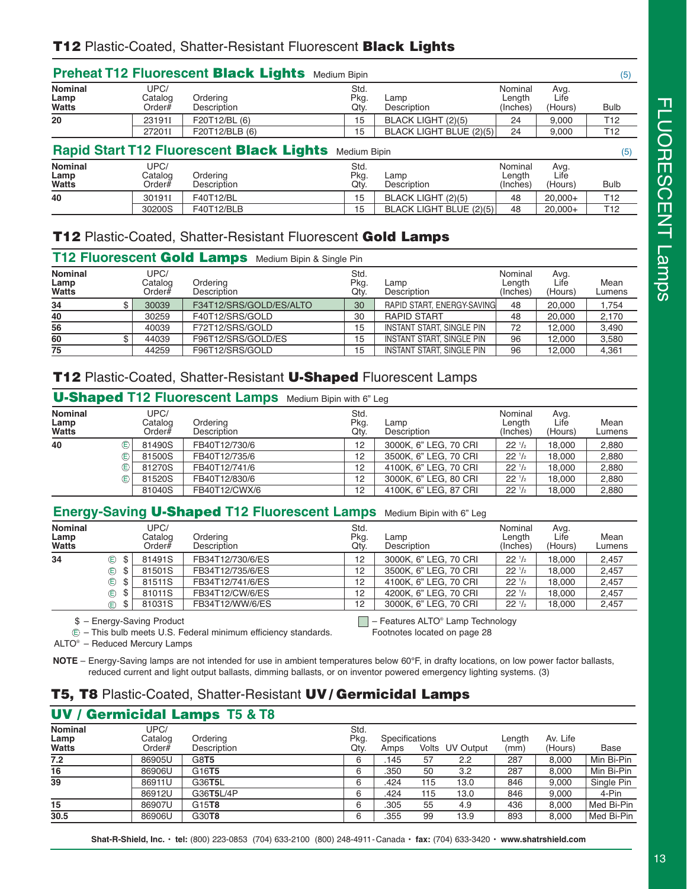# **T12** Plastic-Coated, Shatter-Resistant Fluorescent **Black Lights**

## Preheat T12 Fluorescent **Black Lights** Medium Bipin (5)

| Nominal Lamp Watts | UPC/ Catalog Order# | Ordering Description | Std. Pkg. Qty. | Lamp Description | Nominal Length (Inches) | Avg. Life (Hours) | Bulb |
|---|---|---|---|---|---|---|---|
| 20 | 23191I | F20T12/BL (6) | 15 | BLACK LIGHT (2)(5) | 24 | 9,000 | T12 |
| | 27201I | F20T12/BLB (6) | 15 | BLACK LIGHT BLUE (2)(5) | 24 | 9,000 | T12 |

## Rapid Start T12 Fluorescent **Black Lights** Medium Bipin (5)

| Nominal Lamp Watts | UPC/ Catalog Order# | Ordering Description | Std. Pkg. Qty. | Lamp Description | Nominal Length (Inches) | Avg. Life (Hours) | Bulb |
|---|---|---|---|---|---|---|---|
| 40 | 30191I | F40T12/BL | 15 | BLACK LIGHT (2)(5) | 48 | 20,000+ | T12 |
| | 30200S | F40T12/BLB | 15 | BLACK LIGHT BLUE (2)(5) | 48 | 20,000+ | T12 |

# **T12** Plastic-Coated, Shatter-Resistant Fluorescent **Gold Lamps**

## T12 Fluorescent **Gold Lamps** Medium Bipin & Single Pin

| Nominal Lamp Watts | | UPC/ Catalog Order# | Ordering Description | Std. Pkg. Qty. | Lamp Description | Nominal Length (Inches) | Avg. Life (Hours) | Mean Lumens |
|---|---|---|---|---|---|---|---|---|
| 34 | $ | 30039 | F34T12/SRS/GOLD/ES/ALTO | 30 | RAPID START, ENERGY-SAVING | 48 | 20,000 | 1,754 |
| 40 | | 30259 | F40T12/SRS/GOLD | 30 | RAPID START | 48 | 20,000 | 2,170 |
| 56 | | 40039 | F72T12/SRS/GOLD | 15 | INSTANT START, SINGLE PIN | 72 | 12,000 | 3,490 |
| 60 | $ | 44039 | F96T12/SRS/GOLD/ES | 15 | INSTANT START, SINGLE PIN | 96 | 12,000 | 3,580 |
| 75 | | 44259 | F96T12/SRS/GOLD | 15 | INSTANT START, SINGLE PIN | 96 | 12,000 | 4,361 |

# **T12** Plastic-Coated, Shatter-Resistant **U-Shaped** Fluorescent Lamps

## **U-Shaped** T12 Fluorescent Lamps Medium Bipin with 6" Leg

| Nominal Lamp Watts | | UPC/ Catalog Order# | Ordering Description | Std. Pkg. Qty. | Lamp Description | Nominal Length (Inches) | Avg. Life (Hours) | Mean Lumens |
|---|---|---|---|---|---|---|---|---|
| 40 | Ⓔ | 81490S | FB40T12/730/6 | 12 | 3000K, 6" LEG, 70 CRI | 22 1/2 | 18,000 | 2,880 |
| | Ⓔ | 81500S | FB40T12/735/6 | 12 | 3500K, 6" LEG, 70 CRI | 22 1/2 | 18,000 | 2,880 |
| | Ⓔ | 81270S | FB40T12/741/6 | 12 | 4100K, 6" LEG, 70 CRI | 22 1/2 | 18,000 | 2,880 |
| | Ⓔ | 81520S | FB40T12/830/6 | 12 | 3000K, 6" LEG, 80 CRI | 22 1/2 | 18,000 | 2,880 |
| | | 81040S | FB40T12/CWX/6 | 12 | 4100K, 6" LEG, 87 CRI | 22 1/2 | 18,000 | 2,880 |

## Energy-Saving **U-Shaped** T12 Fluorescent Lamps Medium Bipin with 6" Leg

| Nominal Lamp Watts | | UPC/ Catalog Order# | Ordering Description | Std. Pkg. Qty. | Lamp Description | Nominal Length (Inches) | Avg. Life (Hours) | Mean Lumens |
|---|---|---|---|---|---|---|---|---|
| 34 | Ⓔ $ | 81491S | FB34T12/730/6/ES | 12 | 3000K, 6" LEG, 70 CRI | 22 1/2 | 18,000 | 2,457 |
| | Ⓔ $ | 81501S | FB34T12/735/6/ES | 12 | 3500K, 6" LEG, 70 CRI | 22 1/2 | 18,000 | 2,457 |
| | Ⓔ $ | 81511S | FB34T12/741/6/ES | 12 | 4100K, 6" LEG, 70 CRI | 22 1/2 | 18,000 | 2,457 |
| | Ⓔ $ | 81011S | FB34T12/CW/6/ES | 12 | 4200K, 6" LEG, 70 CRI | 22 1/2 | 18,000 | 2,457 |
| | Ⓔ $ | 81031S | FB34T12/WW/6/ES | 12 | 3000K, 6" LEG, 70 CRI | 22 1/2 | 18,000 | 2,457 |

$ – Energy-Saving Product

Ⓔ – This bulb meets U.S. Federal minimum efficiency standards.

ALTO® – Reduced Mercury Lamps

▢ – Features ALTO® Lamp Technology

Footnotes located on page 28

**NOTE** – Energy-Saving lamps are not intended for use in ambient temperatures below 60°F, in drafty locations, on low power factor ballasts, reduced current and light output ballasts, dimming ballasts, or on inventor powered emergency lighting systems. (3)

# **T5, T8** Plastic-Coated, Shatter-Resistant **UV / Germicidal Lamps**

## **UV / Germicidal Lamps** T5 & T8

| Nominal Lamp Watts | UPC/ Catalog Order# | Ordering Description | Std. Pkg. Qty. | Specifications Amps | Volts | UV Output | Length (mm) | Av. Life (Hours) | Base |
|---|---|---|---|---|---|---|---|---|---|
| 7.2 | 86905U | G8**T5** | 6 | .145 | 57 | 2.2 | 287 | 8,000 | Min Bi-Pin |
| 16 | 86906U | G16**T5** | 6 | .350 | 50 | 3.2 | 287 | 8,000 | Min Bi-Pin |
| 39 | 86911U | G36**T5**L | 6 | .424 | 115 | 13.0 | 846 | 9,000 | Single Pin |
| | 86912U | G36**T5**L/4P | 6 | .424 | 115 | 13.0 | 846 | 9,000 | 4-Pin |
| 15 | 86907U | G15**T8** | 6 | .305 | 55 | 4.9 | 436 | 8,000 | Med Bi-Pin |
| 30.5 | 86906U | G30**T8** | 6 | .355 | 99 | 13.9 | 893 | 8,000 | Med Bi-Pin |

**Shat-R-Shield, Inc.** • **tel:** (800) 223-0853 (704) 633-2100 (800) 248-4911-Canada • **fax:** (704) 633-3420 • **www.shatrshield.com**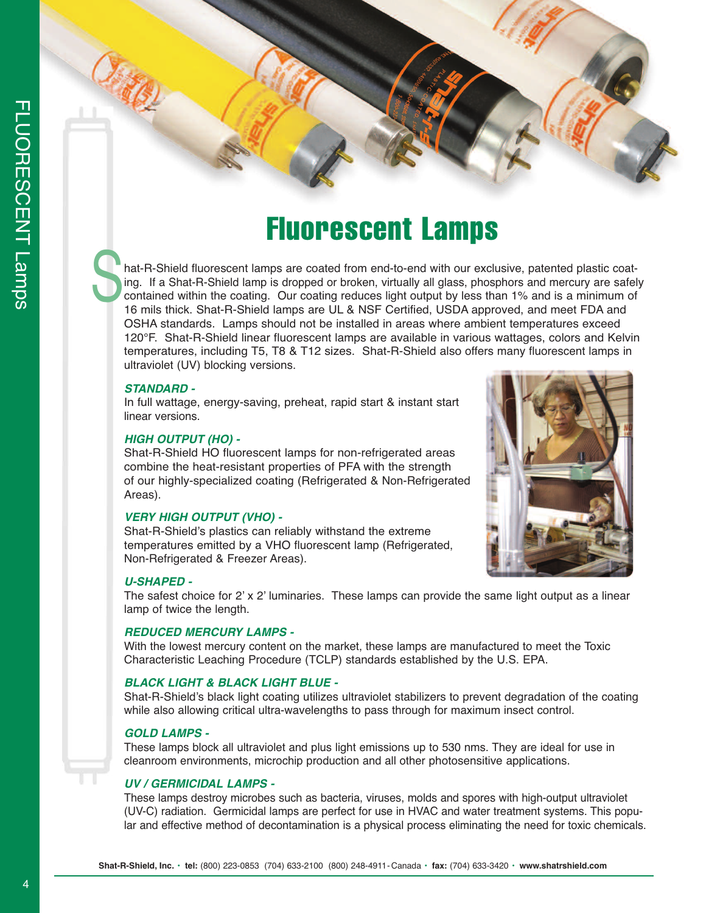# Fluorescent Lamps

Shat-R-Shield fluorescent lamps are coated from end-to-end with our exclusive, patented plastic coating. If a Shat-R-Shield lamp is dropped or broken, virtually all glass, phosphors and mercury are safely contained within the coating. Our coating reduces light output by less than 1% and is a minimum of 16 mils thick. Shat-R-Shield lamps are UL & NSF Certified, USDA approved, and meet FDA and OSHA standards. Lamps should not be installed in areas where ambient temperatures exceed 120°F. Shat-R-Shield linear fluorescent lamps are available in various wattages, colors and Kelvin temperatures, including T5, T8 & T12 sizes. Shat-R-Shield also offers many fluorescent lamps in ultraviolet (UV) blocking versions.

***STANDARD -***
In full wattage, energy-saving, preheat, rapid start & instant start linear versions.

***HIGH OUTPUT (HO) -***
Shat-R-Shield HO fluorescent lamps for non-refrigerated areas combine the heat-resistant properties of PFA with the strength of our highly-specialized coating (Refrigerated & Non-Refrigerated Areas).

***VERY HIGH OUTPUT (VHO) -***
Shat-R-Shield's plastics can reliably withstand the extreme temperatures emitted by a VHO fluorescent lamp (Refrigerated, Non-Refrigerated & Freezer Areas).

***U-SHAPED -***
The safest choice for 2' x 2' luminaries. These lamps can provide the same light output as a linear lamp of twice the length.

***REDUCED MERCURY LAMPS -***
With the lowest mercury content on the market, these lamps are manufactured to meet the Toxic Characteristic Leaching Procedure (TCLP) standards established by the U.S. EPA.

***BLACK LIGHT & BLACK LIGHT BLUE -***
Shat-R-Shield's black light coating utilizes ultraviolet stabilizers to prevent degradation of the coating while also allowing critical ultra-wavelengths to pass through for maximum insect control.

***GOLD LAMPS -***
These lamps block all ultraviolet and plus light emissions up to 530 nms. They are ideal for use in cleanroom environments, microchip production and all other photosensitive applications.

***UV / GERMICIDAL LAMPS -***
These lamps destroy microbes such as bacteria, viruses, molds and spores with high-output ultraviolet (UV-C) radiation. Germicidal lamps are perfect for use in HVAC and water treatment systems. This popular and effective method of decontamination is a physical process eliminating the need for toxic chemicals.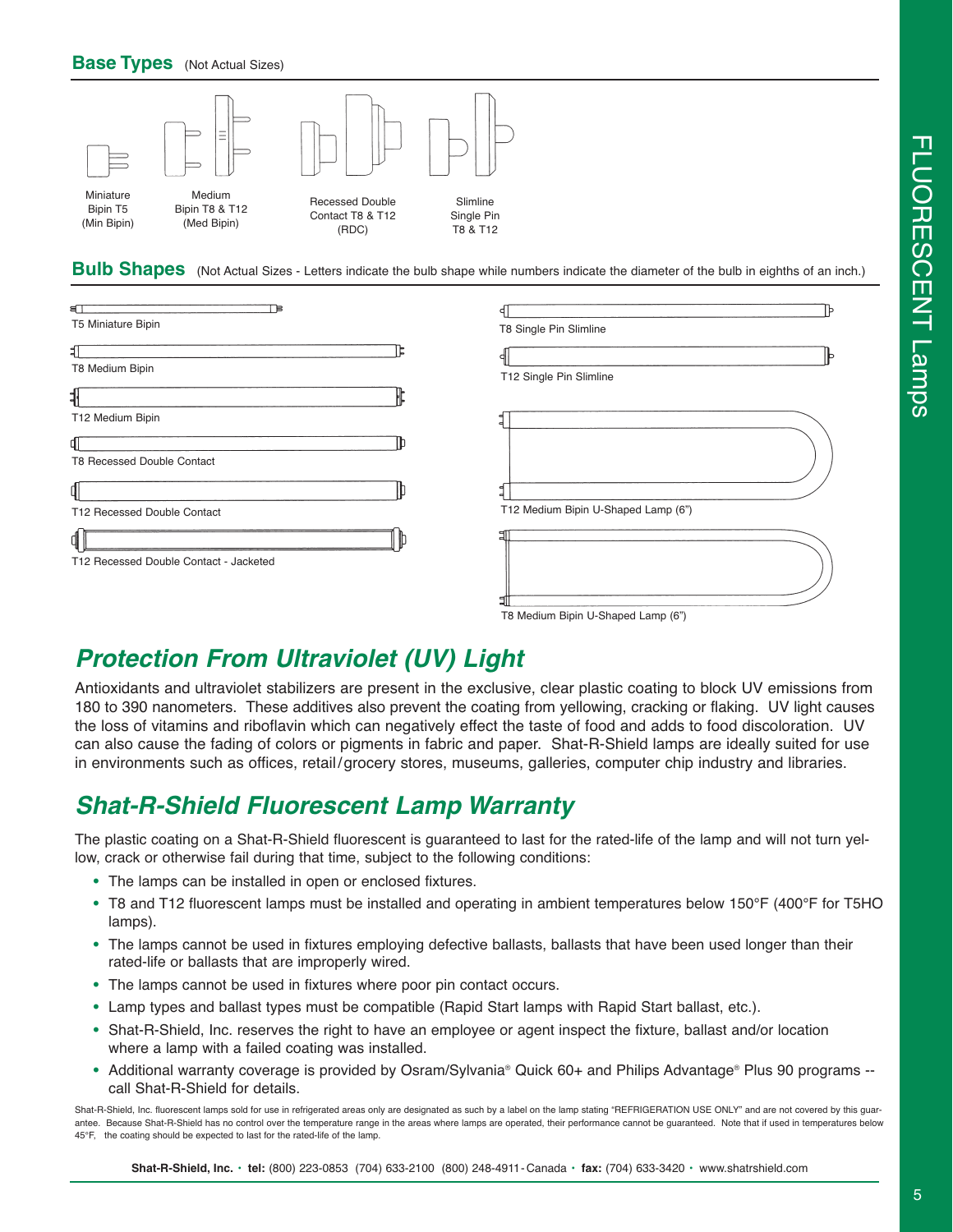## Base Types (Not Actual Sizes)

Miniature Bipin T5 (Min Bipin)

Medium Bipin T8 & T12 (Med Bipin)

Recessed Double Contact T8 & T12 (RDC)

Slimline Single Pin T8 & T12

## Bulb Shapes (Not Actual Sizes - Letters indicate the bulb shape while numbers indicate the diameter of the bulb in eighths of an inch.)

T5 Miniature Bipin

T8 Medium Bipin

T12 Medium Bipin

T8 Recessed Double Contact

T12 Recessed Double Contact

T12 Recessed Double Contact - Jacketed

T8 Single Pin Slimline

T12 Single Pin Slimline

T12 Medium Bipin U-Shaped Lamp (6")

T8 Medium Bipin U-Shaped Lamp (6")

# *Protection From Ultraviolet (UV) Light*

Antioxidants and ultraviolet stabilizers are present in the exclusive, clear plastic coating to block UV emissions from 180 to 390 nanometers. These additives also prevent the coating from yellowing, cracking or flaking. UV light causes the loss of vitamins and riboflavin which can negatively effect the taste of food and adds to food discoloration. UV can also cause the fading of colors or pigments in fabric and paper. Shat-R-Shield lamps are ideally suited for use in environments such as offices, retail/grocery stores, museums, galleries, computer chip industry and libraries.

# *Shat-R-Shield Fluorescent Lamp Warranty*

The plastic coating on a Shat-R-Shield fluorescent is guaranteed to last for the rated-life of the lamp and will not turn yellow, crack or otherwise fail during that time, subject to the following conditions:

- The lamps can be installed in open or enclosed fixtures.
- T8 and T12 fluorescent lamps must be installed and operating in ambient temperatures below 150°F (400°F for T5HO lamps).
- The lamps cannot be used in fixtures employing defective ballasts, ballasts that have been used longer than their rated-life or ballasts that are improperly wired.
- The lamps cannot be used in fixtures where poor pin contact occurs.
- Lamp types and ballast types must be compatible (Rapid Start lamps with Rapid Start ballast, etc.).
- Shat-R-Shield, Inc. reserves the right to have an employee or agent inspect the fixture, ballast and/or location where a lamp with a failed coating was installed.
- Additional warranty coverage is provided by Osram/Sylvania® Quick 60+ and Philips Advantage® Plus 90 programs -- call Shat-R-Shield for details.

Shat-R-Shield, Inc. fluorescent lamps sold for use in refrigerated areas only are designated as such by a label on the lamp stating "REFRIGERATION USE ONLY" and are not covered by this guarantee. Because Shat-R-Shield has no control over the temperature range in the areas where lamps are operated, their performance cannot be guaranteed. Note that if used in temperatures below 45°F, the coating should be expected to last for the rated-life of the lamp.

**Shat-R-Shield, Inc.** • **tel:** (800) 223-0853 (704) 633-2100 (800) 248-4911 - Canada • **fax:** (704) 633-3420 • www.shatrshield.com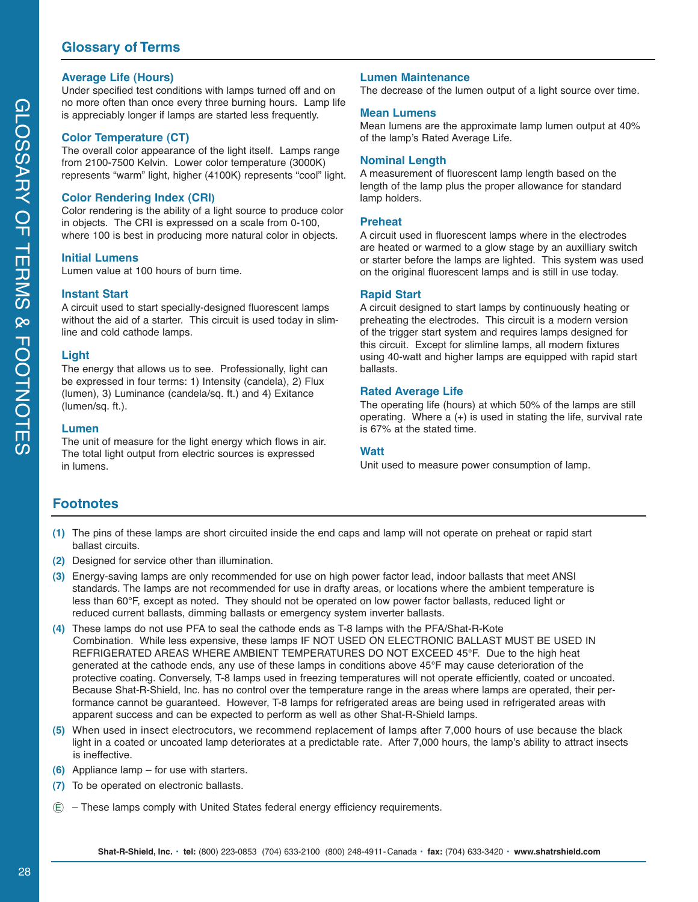## Glossary of Terms

### Average Life (Hours)
Under specified test conditions with lamps turned off and on no more often than once every three burning hours. Lamp life is appreciably longer if lamps are started less frequently.

### Color Temperature (CT)
The overall color appearance of the light itself. Lamps range from 2100-7500 Kelvin. Lower color temperature (3000K) represents "warm" light, higher (4100K) represents "cool" light.

### Color Rendering Index (CRI)
Color rendering is the ability of a light source to produce color in objects. The CRI is expressed on a scale from 0-100, where 100 is best in producing more natural color in objects.

### Initial Lumens
Lumen value at 100 hours of burn time.

### Instant Start
A circuit used to start specially-designed fluorescent lamps without the aid of a starter. This circuit is used today in slimline and cold cathode lamps.

### Light
The energy that allows us to see. Professionally, light can be expressed in four terms: 1) Intensity (candela), 2) Flux (lumen), 3) Luminance (candela/sq. ft.) and 4) Exitance (lumen/sq. ft.).

### Lumen
The unit of measure for the light energy which flows in air. The total light output from electric sources is expressed in lumens.

### Lumen Maintenance
The decrease of the lumen output of a light source over time.

### Mean Lumens
Mean lumens are the approximate lamp lumen output at 40% of the lamp's Rated Average Life.

### Nominal Length
A measurement of fluorescent lamp length based on the length of the lamp plus the proper allowance for standard lamp holders.

### Preheat
A circuit used in fluorescent lamps where in the electrodes are heated or warmed to a glow stage by an auxilliary switch or starter before the lamps are lighted. This system was used on the original fluorescent lamps and is still in use today.

### Rapid Start
A circuit designed to start lamps by continuously heating or preheating the electrodes. This circuit is a modern version of the trigger start system and requires lamps designed for this circuit. Except for slimline lamps, all modern fixtures using 40-watt and higher lamps are equipped with rapid start ballasts.

### Rated Average Life
The operating life (hours) at which 50% of the lamps are still operating. Where a (+) is used in stating the life, survival rate is 67% at the stated time.

### Watt
Unit used to measure power consumption of lamp.

## Footnotes

**(1)** The pins of these lamps are short circuited inside the end caps and lamp will not operate on preheat or rapid start ballast circuits.

**(2)** Designed for service other than illumination.

**(3)** Energy-saving lamps are only recommended for use on high power factor lead, indoor ballasts that meet ANSI standards. The lamps are not recommended for use in drafty areas, or locations where the ambient temperature is less than 60°F, except as noted. They should not be operated on low power factor ballasts, reduced light or reduced current ballasts, dimming ballasts or emergency system inverter ballasts.

**(4)** These lamps do not use PFA to seal the cathode ends as T-8 lamps with the PFA/Shat-R-Kote Combination. While less expensive, these lamps IF NOT USED ON ELECTRONIC BALLAST MUST BE USED IN REFRIGERATED AREAS WHERE AMBIENT TEMPERATURES DO NOT EXCEED 45°F. Due to the high heat generated at the cathode ends, any use of these lamps in conditions above 45°F may cause deterioration of the protective coating. Conversely, T-8 lamps used in freezing temperatures will not operate efficiently, coated or uncoated. Because Shat-R-Shield, Inc. has no control over the temperature range in the areas where lamps are operated, their performance cannot be guaranteed. However, T-8 lamps for refrigerated areas are being used in refrigerated areas with apparent success and can be expected to perform as well as other Shat-R-Shield lamps.

**(5)** When used in insect electrocutors, we recommend replacement of lamps after 7,000 hours of use because the black light in a coated or uncoated lamp deteriorates at a predictable rate. After 7,000 hours, the lamp's ability to attract insects is ineffective.

**(6)** Appliance lamp – for use with starters.

**(7)** To be operated on electronic ballasts.

Ⓔ – These lamps comply with United States federal energy efficiency requirements.

**Shat-R-Shield, Inc.** • **tel:** (800) 223-0853 (704) 633-2100 (800) 248-4911-Canada • **fax:** (704) 633-3420 • **www.shatrshield.com**